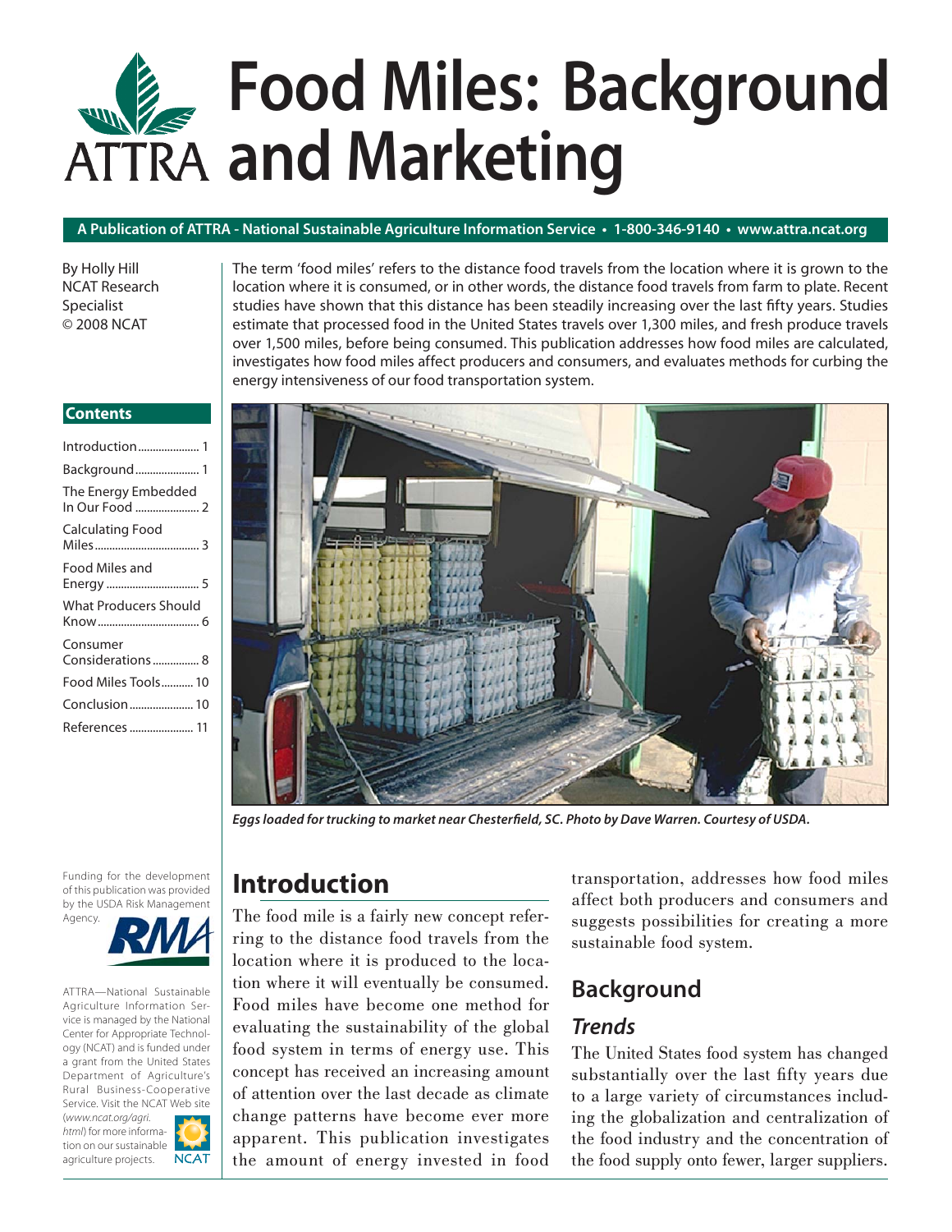# Food Miles: Background and Marketing

**A Publication of ATTRA - National Sustainable Agriculture Information Service • 1-800-346-9140 • www.attra.ncat.org**

By Holly Hill
NCAT Research Specialist
© 2008 NCAT

The term 'food miles' refers to the distance food travels from the location where it is grown to the location where it is consumed, or in other words, the distance food travels from farm to plate. Recent studies have shown that this distance has been steadily increasing over the last fifty years. Studies estimate that processed food in the United States travels over 1,300 miles, and fresh produce travels over 1,500 miles, before being consumed. This publication addresses how food miles are calculated, investigates how food miles affect producers and consumers, and evaluates methods for curbing the energy intensiveness of our food transportation system.

**Contents**

- Introduction ..... 1
- Background ..... 1
- The Energy Embedded In Our Food ..... 2
- Calculating Food Miles ..... 3
- Food Miles and Energy ..... 5
- What Producers Should Know ..... 6
- Consumer Considerations ..... 8
- Food Miles Tools ..... 10
- Conclusion ..... 10
- References ..... 11

***Eggs loaded for trucking to market near Chesterfield, SC. Photo by Dave Warren. Courtesy of USDA.***

Funding for the development of this publication was provided by the USDA Risk Management Agency.

ATTRA—National Sustainable Agriculture Information Service is managed by the National Center for Appropriate Technology (NCAT) and is funded under a grant from the United States Department of Agriculture's Rural Business-Cooperative Service. Visit the NCAT Web site (*www.ncat.org/agri.html*) for more information on our sustainable agriculture projects.

## Introduction

The food mile is a fairly new concept referring to the distance food travels from the location where it is produced to the location where it will eventually be consumed. Food miles have become one method for evaluating the sustainability of the global food system in terms of energy use. This concept has received an increasing amount of attention over the last decade as climate change patterns have become ever more apparent. This publication investigates the amount of energy invested in food transportation, addresses how food miles affect both producers and consumers and suggests possibilities for creating a more sustainable food system.

## Background

### *Trends*

The United States food system has changed substantially over the last fifty years due to a large variety of circumstances including the globalization and centralization of the food industry and the concentration of the food supply onto fewer, larger suppliers.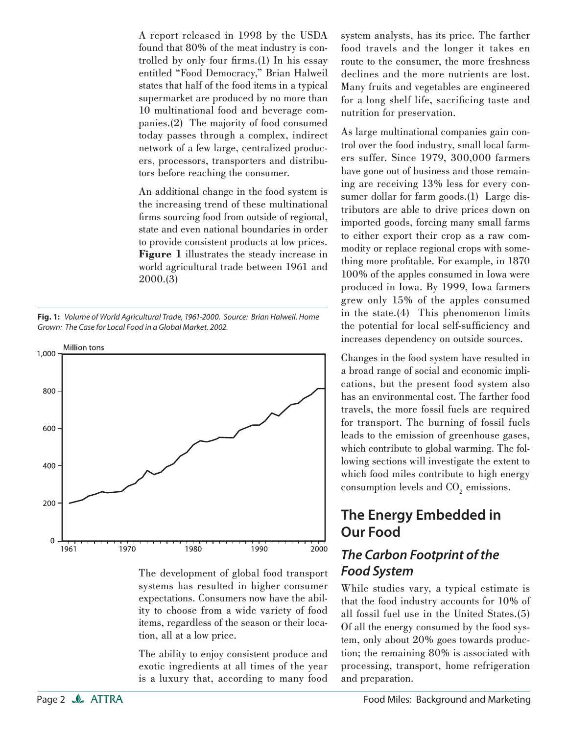A report released in 1998 by the USDA found that 80% of the meat industry is controlled by only four firms.(1) In his essay entitled "Food Democracy," Brian Halweil states that half of the food items in a typical supermarket are produced by no more than 10 multinational food and beverage companies.(2) The majority of food consumed today passes through a complex, indirect network of a few large, centralized producers, processors, transporters and distributors before reaching the consumer.

An additional change in the food system is the increasing trend of these multinational firms sourcing food from outside of regional, state and even national boundaries in order to provide consistent products at low prices. **Figure 1** illustrates the steady increase in world agricultural trade between 1961 and 2000.(3)

**Fig. 1:** *Volume of World Agricultural Trade, 1961-2000. Source: Brian Halweil. Home Grown: The Case for Local Food in a Global Market. 2002.*

The development of global food transport systems has resulted in higher consumer expectations. Consumers now have the ability to choose from a wide variety of food items, regardless of the season or their location, all at a low price.

The ability to enjoy consistent produce and exotic ingredients at all times of the year is a luxury that, according to many food system analysts, has its price. The farther food travels and the longer it takes en route to the consumer, the more freshness declines and the more nutrients are lost. Many fruits and vegetables are engineered for a long shelf life, sacrificing taste and nutrition for preservation.

As large multinational companies gain control over the food industry, small local farmers suffer. Since 1979, 300,000 farmers have gone out of business and those remaining are receiving 13% less for every consumer dollar for farm goods.(1) Large distributors are able to drive prices down on imported goods, forcing many small farms to either export their crop as a raw commodity or replace regional crops with something more profitable. For example, in 1870 100% of the apples consumed in Iowa were produced in Iowa. By 1999, Iowa farmers grew only 15% of the apples consumed in the state.(4) This phenomenon limits the potential for local self-sufficiency and increases dependency on outside sources.

Changes in the food system have resulted in a broad range of social and economic implications, but the present food system also has an environmental cost. The farther food travels, the more fossil fuels are required for transport. The burning of fossil fuels leads to the emission of greenhouse gases, which contribute to global warming. The following sections will investigate the extent to which food miles contribute to high energy consumption levels and $CO_2$ emissions.

## The Energy Embedded in Our Food

### *The Carbon Footprint of the Food System*

While studies vary, a typical estimate is that the food industry accounts for 10% of all fossil fuel use in the United States.(5) Of all the energy consumed by the food system, only about 20% goes towards production; the remaining 80% is associated with processing, transport, home refrigeration and preparation.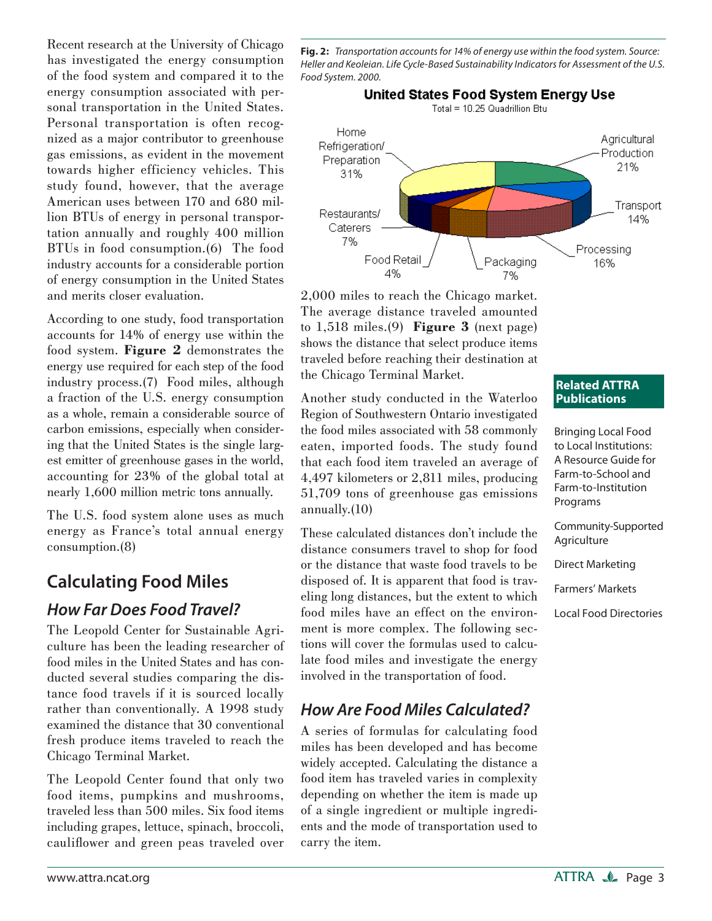Recent research at the University of Chicago has investigated the energy consumption of the food system and compared it to the energy consumption associated with personal transportation in the United States. Personal transportation is often recognized as a major contributor to greenhouse gas emissions, as evident in the movement towards higher efficiency vehicles. This study found, however, that the average American uses between 170 and 680 million BTUs of energy in personal transportation annually and roughly 400 million BTUs in food consumption.(6) The food industry accounts for a considerable portion of energy consumption in the United States and merits closer evaluation.

According to one study, food transportation accounts for 14% of energy use within the food system. **Figure 2** demonstrates the energy use required for each step of the food industry process.(7) Food miles, although a fraction of the U.S. energy consumption as a whole, remain a considerable source of carbon emissions, especially when considering that the United States is the single largest emitter of greenhouse gases in the world, accounting for 23% of the global total at nearly 1,600 million metric tons annually.

The U.S. food system alone uses as much energy as France's total annual energy consumption.(8)

**Fig. 2:** *Transportation accounts for 14% of energy use within the food system. Source: Heller and Keoleian. Life Cycle-Based Sustainability Indicators for Assessment of the U.S. Food System. 2000.*

**United States Food System Energy Use**

Total = 10.25 Quadrillion Btu

| Category | Share |
|---|---|
| Home Refrigeration/Preparation | 31% |
| Agricultural Production | 21% |
| Transport | 14% |
| Processing | 16% |
| Packaging | 7% |
| Food Retail | 4% |
| Restaurants/Caterers | 7% |

## Calculating Food Miles

### *How Far Does Food Travel?*

The Leopold Center for Sustainable Agriculture has been the leading researcher of food miles in the United States and has conducted several studies comparing the distance food travels if it is sourced locally rather than conventionally. A 1998 study examined the distance that 30 conventional fresh produce items traveled to reach the Chicago Terminal Market.

The Leopold Center found that only two food items, pumpkins and mushrooms, traveled less than 500 miles. Six food items including grapes, lettuce, spinach, broccoli, cauliflower and green peas traveled over 2,000 miles to reach the Chicago market. The average distance traveled amounted to 1,518 miles.(9) **Figure 3** (next page) shows the distance that select produce items traveled before reaching their destination at the Chicago Terminal Market.

Another study conducted in the Waterloo Region of Southwestern Ontario investigated the food miles associated with 58 commonly eaten, imported foods. The study found that each food item traveled an average of 4,497 kilometers or 2,811 miles, producing 51,709 tons of greenhouse gas emissions annually.(10)

These calculated distances don't include the distance consumers travel to shop for food or the distance that waste food travels to be disposed of. It is apparent that food is traveling long distances, but the extent to which food miles have an effect on the environment is more complex. The following sections will cover the formulas used to calculate food miles and investigate the energy involved in the transportation of food.

### *How Are Food Miles Calculated?*

A series of formulas for calculating food miles has been developed and has become widely accepted. Calculating the distance a food item has traveled varies in complexity depending on whether the item is made up of a single ingredient or multiple ingredients and the mode of transportation used to carry the item.

**Related ATTRA Publications**

- Bringing Local Food to Local Institutions: A Resource Guide for Farm-to-School and Farm-to-Institution Programs
- Community-Supported Agriculture
- Direct Marketing
- Farmers' Markets
- Local Food Directories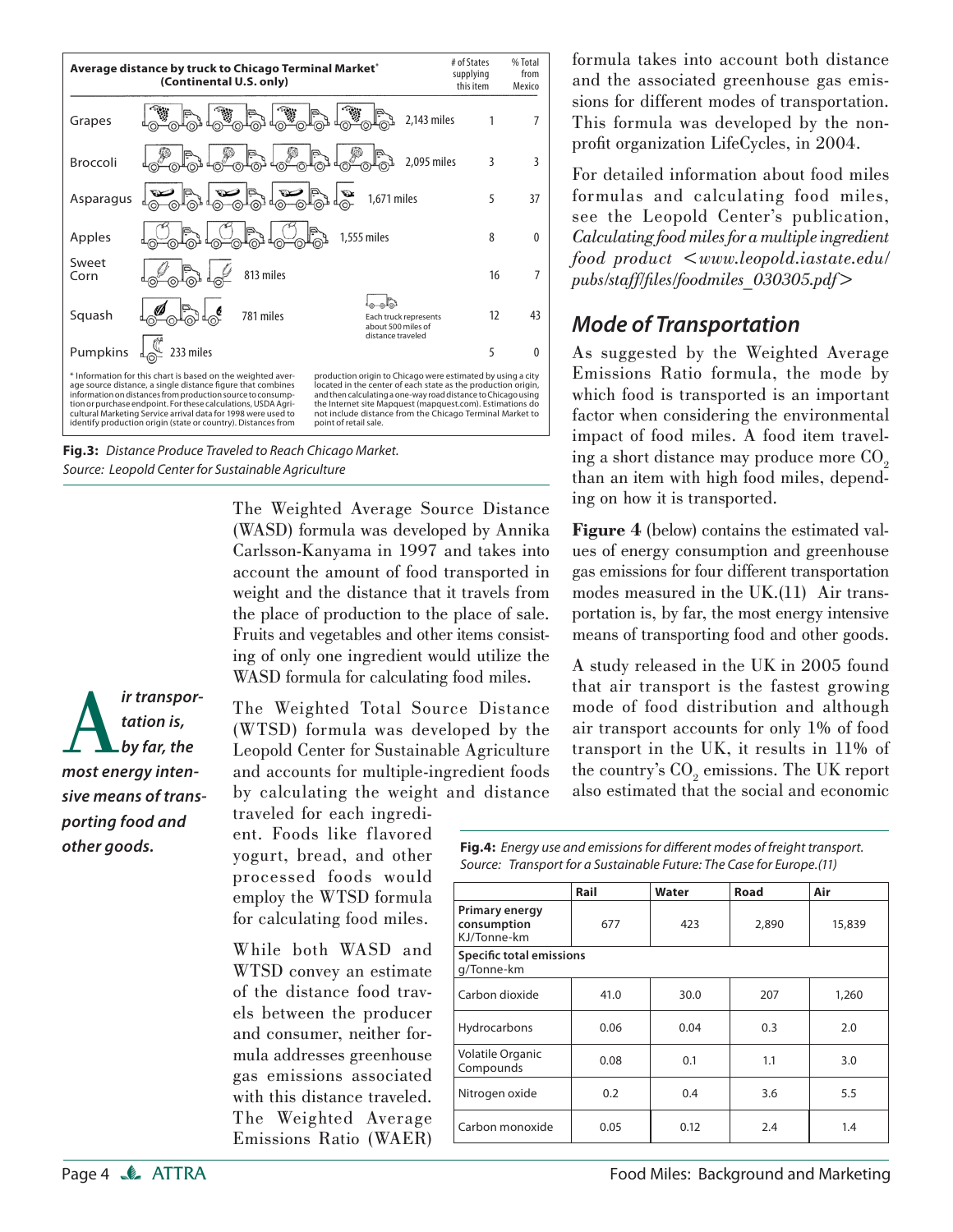| Average distance by truck to Chicago Terminal Market* (Continental U.S. only) | | # of States supplying this item | % Total from Mexico |
|---|---|---|---|
| Grapes | 2,143 miles | 1 | 7 |
| Broccoli | 2,095 miles | 3 | 3 |
| Asparagus | 1,671 miles | 5 | 37 |
| Apples | 1,555 miles | 8 | 0 |
| Sweet Corn | 813 miles | 16 | 7 |
| Squash | 781 miles | 12 | 43 |
| Pumpkins | 233 miles | 5 | 0 |

Each truck represents about 500 miles of distance traveled

\* Information for this chart is based on the weighted average source distance, a single distance figure that combines information on distances from production source to consumption or purchase endpoint. For these calculations, USDA Agricultural Marketing Service arrival data for 1998 were used to identify production origin (state or country). Distances from production origin to Chicago were estimated by using a city located in the center of each state as the production origin, and then calculating a one-way road distance to Chicago using the Internet site Mapquest (mapquest.com). Estimations do not include distance from the Chicago Terminal Market to point of retail sale.

**Fig.3:** *Distance Produce Traveled to Reach Chicago Market. Source: Leopold Center for Sustainable Agriculture*

The Weighted Average Source Distance (WASD) formula was developed by Annika Carlsson-Kanyama in 1997 and takes into account the amount of food transported in weight and the distance that it travels from the place of production to the place of sale. Fruits and vegetables and other items consisting of only one ingredient would utilize the WASD formula for calculating food miles.

> ***Air transportation is, by far, the most energy intensive means of transporting food and other goods.***

The Weighted Total Source Distance (WTSD) formula was developed by the Leopold Center for Sustainable Agriculture and accounts for multiple-ingredient foods by calculating the weight and distance traveled for each ingredient. Foods like flavored yogurt, bread, and other processed foods would employ the WTSD formula for calculating food miles.

While both WASD and WTSD convey an estimate of the distance food travels between the producer and consumer, neither formula addresses greenhouse gas emissions associated with this distance traveled. The Weighted Average Emissions Ratio (WAER) formula takes into account both distance and the associated greenhouse gas emissions for different modes of transportation. This formula was developed by the nonprofit organization LifeCycles, in 2004.

For detailed information about food miles formulas and calculating food miles, see the Leopold Center's publication, *Calculating food miles for a multiple ingredient food product <www.leopold.iastate.edu/pubs/staff/files/foodmiles_030305.pdf>*

## Mode of Transportation

As suggested by the Weighted Average Emissions Ratio formula, the mode by which food is transported is an important factor when considering the environmental impact of food miles. A food item traveling a short distance may produce more $CO_2$ than an item with high food miles, depending on how it is transported.

**Figure 4** (below) contains the estimated values of energy consumption and greenhouse gas emissions for four different transportation modes measured in the UK.(11) Air transportation is, by far, the most energy intensive means of transporting food and other goods.

A study released in the UK in 2005 found that air transport is the fastest growing mode of food distribution and although air transport accounts for only 1% of food transport in the UK, it results in 11% of the country's $CO_2$ emissions. The UK report also estimated that the social and economic

**Fig.4:** *Energy use and emissions for different modes of freight transport. Source: Transport for a Sustainable Future: The Case for Europe.(11)*

| | Rail | Water | Road | Air |
|---|---|---|---|---|
| **Primary energy consumption** KJ/Tonne-km | 677 | 423 | 2,890 | 15,839 |
| **Specific total emissions** g/Tonne-km | | | | |
| Carbon dioxide | 41.0 | 30.0 | 207 | 1,260 |
| Hydrocarbons | 0.06 | 0.04 | 0.3 | 2.0 |
| Volatile Organic Compounds | 0.08 | 0.1 | 1.1 | 3.0 |
| Nitrogen oxide | 0.2 | 0.4 | 3.6 | 5.5 |
| Carbon monoxide | 0.05 | 0.12 | 2.4 | 1.4 |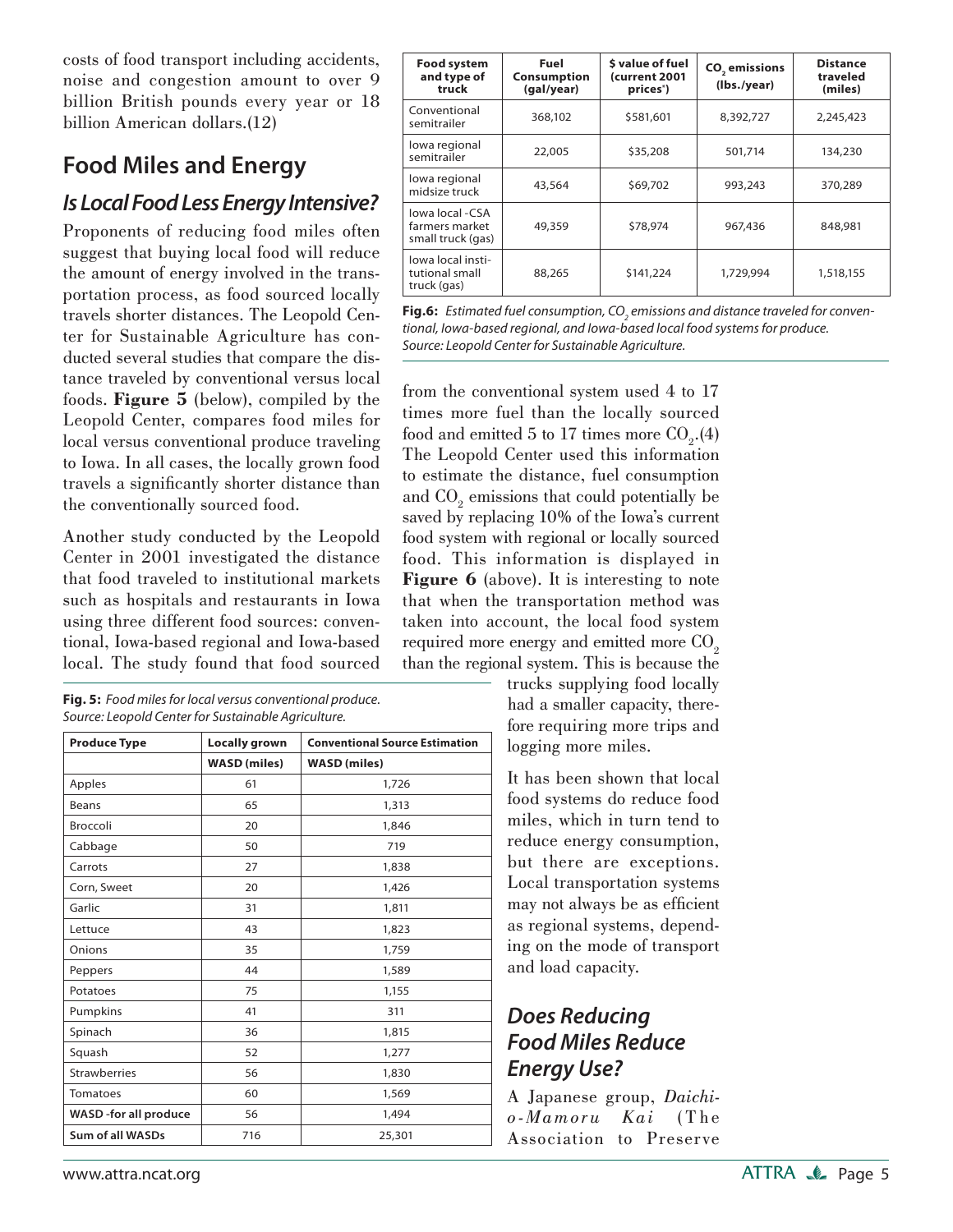costs of food transport including accidents, noise and congestion amount to over 9 billion British pounds every year or 18 billion American dollars.(12)

## Food Miles and Energy

### *Is Local Food Less Energy Intensive?*

Proponents of reducing food miles often suggest that buying local food will reduce the amount of energy involved in the transportation process, as food sourced locally travels shorter distances. The Leopold Center for Sustainable Agriculture has conducted several studies that compare the distance traveled by conventional versus local foods. **Figure 5** (below), compiled by the Leopold Center, compares food miles for local versus conventional produce traveling to Iowa. In all cases, the locally grown food travels a significantly shorter distance than the conventionally sourced food.

Another study conducted by the Leopold Center in 2001 investigated the distance that food traveled to institutional markets such as hospitals and restaurants in Iowa using three different food sources: conventional, Iowa-based regional and Iowa-based local. The study found that food sourced from the conventional system used 4 to 17 times more fuel than the locally sourced food and emitted 5 to 17 times more $CO_2$.(4) The Leopold Center used this information to estimate the distance, fuel consumption and $CO_2$ emissions that could potentially be saved by replacing 10% of the Iowa's current food system with regional or locally sourced food. This information is displayed in **Figure 6** (above). It is interesting to note that when the transportation method was taken into account, the local food system required more energy and emitted more $CO_2$ than the regional system. This is because the trucks supplying food locally had a smaller capacity, therefore requiring more trips and logging more miles.

| Food system and type of truck | Fuel Consumption (gal/year) | $ value of fuel (current 2001 prices*) | $CO_2$ emissions (lbs./year) | Distance traveled (miles) |
|---|---|---|---|---|
| Conventional semitrailer | 368,102 | $581,601 | 8,392,727 | 2,245,423 |
| Iowa regional semitrailer | 22,005 | $35,208 | 501,714 | 134,230 |
| Iowa regional midsize truck | 43,564 | $69,702 | 993,243 | 370,289 |
| Iowa local -CSA farmers market small truck (gas) | 49,359 | $78,974 | 967,436 | 848,981 |
| Iowa local institutional small truck (gas) | 88,265 | $141,224 | 1,729,994 | 1,518,155 |

**Fig.6:** *Estimated fuel consumption, $CO_2$ emissions and distance traveled for conventional, Iowa-based regional, and Iowa-based local food systems for produce. Source: Leopold Center for Sustainable Agriculture.*

**Fig. 5:** *Food miles for local versus conventional produce. Source: Leopold Center for Sustainable Agriculture.*

| Produce Type | Locally grown | Conventional Source Estimation |
|---|---|---|
| | **WASD (miles)** | **WASD (miles)** |
| Apples | 61 | 1,726 |
| Beans | 65 | 1,313 |
| Broccoli | 20 | 1,846 |
| Cabbage | 50 | 719 |
| Carrots | 27 | 1,838 |
| Corn, Sweet | 20 | 1,426 |
| Garlic | 31 | 1,811 |
| Lettuce | 43 | 1,823 |
| Onions | 35 | 1,759 |
| Peppers | 44 | 1,589 |
| Potatoes | 75 | 1,155 |
| Pumpkins | 41 | 311 |
| Spinach | 36 | 1,815 |
| Squash | 52 | 1,277 |
| Strawberries | 56 | 1,830 |
| Tomatoes | 60 | 1,569 |
| **WASD -for all produce** | 56 | 1,494 |
| **Sum of all WASDs** | 716 | 25,301 |

It has been shown that local food systems do reduce food miles, which in turn tend to reduce energy consumption, but there are exceptions. Local transportation systems may not always be as efficient as regional systems, depending on the mode of transport and load capacity.

### *Does Reducing Food Miles Reduce Energy Use?*

A Japanese group, *Daichi-o-Mamoru Kai* (The Association to Preserve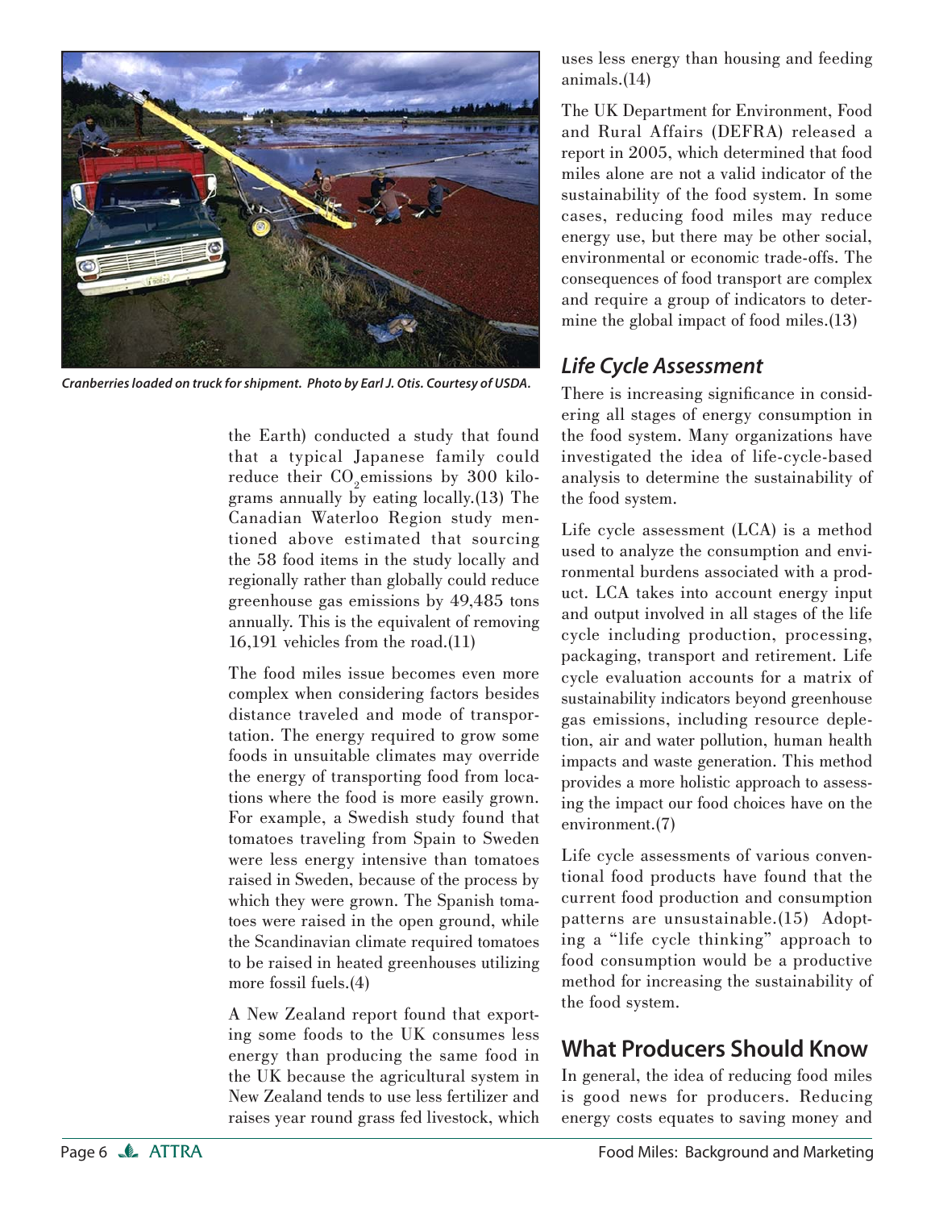Cranberries loaded on truck for shipment. Photo by Earl J. Otis. Courtesy of USDA.

the Earth) conducted a study that found that a typical Japanese family could reduce their $CO_2$ emissions by 300 kilograms annually by eating locally.(13) The Canadian Waterloo Region study mentioned above estimated that sourcing the 58 food items in the study locally and regionally rather than globally could reduce greenhouse gas emissions by 49,485 tons annually. This is the equivalent of removing 16,191 vehicles from the road.(11)

The food miles issue becomes even more complex when considering factors besides distance traveled and mode of transportation. The energy required to grow some foods in unsuitable climates may override the energy of transporting food from locations where the food is more easily grown. For example, a Swedish study found that tomatoes traveling from Spain to Sweden were less energy intensive than tomatoes raised in Sweden, because of the process by which they were grown. The Spanish tomatoes were raised in the open ground, while the Scandinavian climate required tomatoes to be raised in heated greenhouses utilizing more fossil fuels.(4)

A New Zealand report found that exporting some foods to the UK consumes less energy than producing the same food in the UK because the agricultural system in New Zealand tends to use less fertilizer and raises year round grass fed livestock, which uses less energy than housing and feeding animals.(14)

The UK Department for Environment, Food and Rural Affairs (DEFRA) released a report in 2005, which determined that food miles alone are not a valid indicator of the sustainability of the food system. In some cases, reducing food miles may reduce energy use, but there may be other social, environmental or economic trade-offs. The consequences of food transport are complex and require a group of indicators to determine the global impact of food miles.(13)

### *Life Cycle Assessment*

There is increasing significance in considering all stages of energy consumption in the food system. Many organizations have investigated the idea of life-cycle-based analysis to determine the sustainability of the food system.

Life cycle assessment (LCA) is a method used to analyze the consumption and environmental burdens associated with a product. LCA takes into account energy input and output involved in all stages of the life cycle including production, processing, packaging, transport and retirement. Life cycle evaluation accounts for a matrix of sustainability indicators beyond greenhouse gas emissions, including resource depletion, air and water pollution, human health impacts and waste generation. This method provides a more holistic approach to assessing the impact our food choices have on the environment.(7)

Life cycle assessments of various conventional food products have found that the current food production and consumption patterns are unsustainable.(15) Adopting a "life cycle thinking" approach to food consumption would be a productive method for increasing the sustainability of the food system.

## What Producers Should Know

In general, the idea of reducing food miles is good news for producers. Reducing energy costs equates to saving money and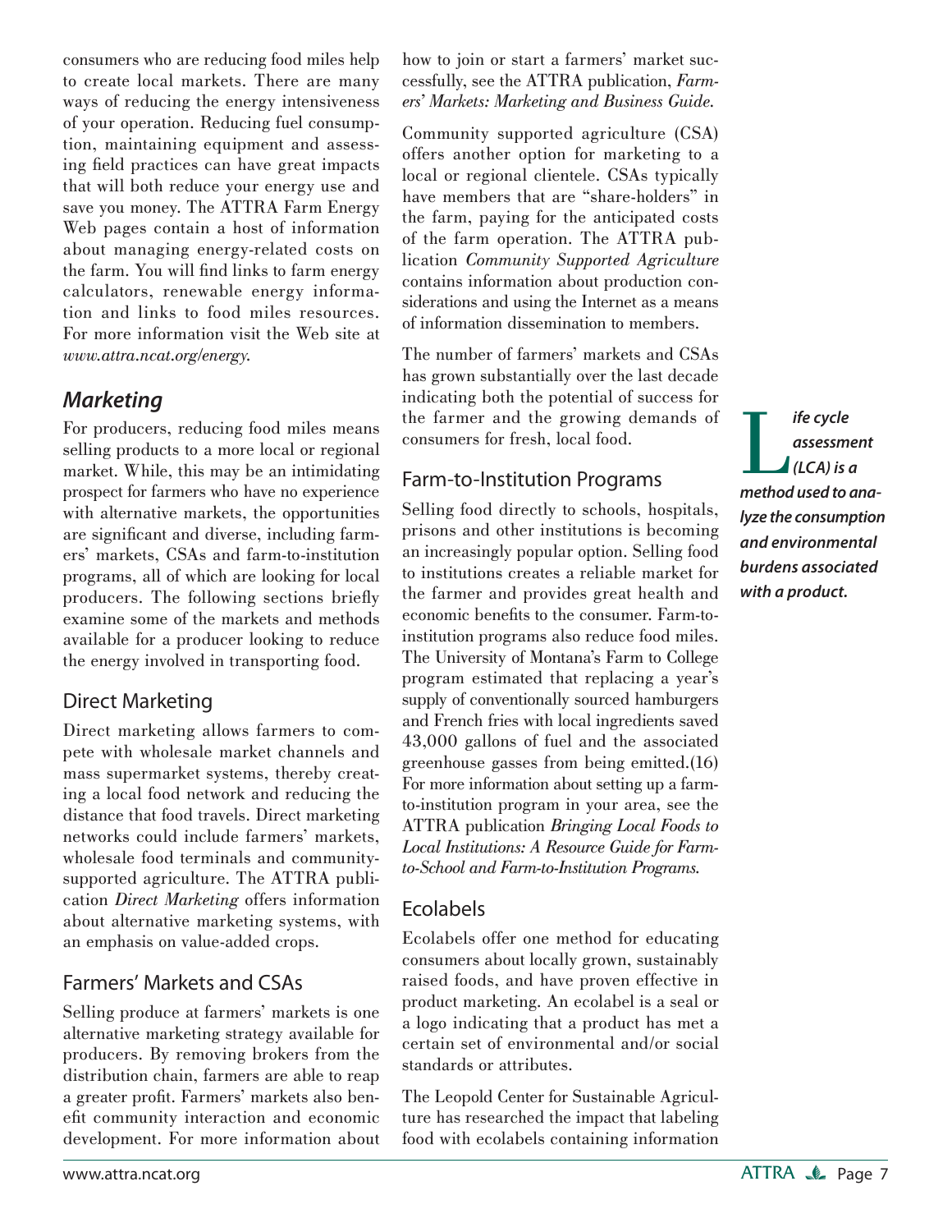consumers who are reducing food miles help to create local markets. There are many ways of reducing the energy intensiveness of your operation. Reducing fuel consumption, maintaining equipment and assessing field practices can have great impacts that will both reduce your energy use and save you money. The ATTRA Farm Energy Web pages contain a host of information about managing energy-related costs on the farm. You will find links to farm energy calculators, renewable energy information and links to food miles resources. For more information visit the Web site at *www.attra.ncat.org/energy*.

## *Marketing*

For producers, reducing food miles means selling products to a more local or regional market. While, this may be an intimidating prospect for farmers who have no experience with alternative markets, the opportunities are significant and diverse, including farmers' markets, CSAs and farm-to-institution programs, all of which are looking for local producers. The following sections briefly examine some of the markets and methods available for a producer looking to reduce the energy involved in transporting food.

### Direct Marketing

Direct marketing allows farmers to compete with wholesale market channels and mass supermarket systems, thereby creating a local food network and reducing the distance that food travels. Direct marketing networks could include farmers' markets, wholesale food terminals and community-supported agriculture. The ATTRA publication *Direct Marketing* offers information about alternative marketing systems, with an emphasis on value-added crops.

### Farmers' Markets and CSAs

Selling produce at farmers' markets is one alternative marketing strategy available for producers. By removing brokers from the distribution chain, farmers are able to reap a greater profit. Farmers' markets also benefit community interaction and economic development. For more information about how to join or start a farmers' market successfully, see the ATTRA publication, *Farmers' Markets: Marketing and Business Guide*.

Community supported agriculture (CSA) offers another option for marketing to a local or regional clientele. CSAs typically have members that are "share-holders" in the farm, paying for the anticipated costs of the farm operation. The ATTRA publication *Community Supported Agriculture* contains information about production considerations and using the Internet as a means of information dissemination to members.

The number of farmers' markets and CSAs has grown substantially over the last decade indicating both the potential of success for the farmer and the growing demands of consumers for fresh, local food.

### Farm-to-Institution Programs

Selling food directly to schools, hospitals, prisons and other institutions is becoming an increasingly popular option. Selling food to institutions creates a reliable market for the farmer and provides great health and economic benefits to the consumer. Farm-to-institution programs also reduce food miles. The University of Montana's Farm to College program estimated that replacing a year's supply of conventionally sourced hamburgers and French fries with local ingredients saved 43,000 gallons of fuel and the associated greenhouse gasses from being emitted.(16) For more information about setting up a farm-to-institution program in your area, see the ATTRA publication *Bringing Local Foods to Local Institutions: A Resource Guide for Farm-to-School and Farm-to-Institution Programs*.

### Ecolabels

Ecolabels offer one method for educating consumers about locally grown, sustainably raised foods, and have proven effective in product marketing. An ecolabel is a seal or a logo indicating that a product has met a certain set of environmental and/or social standards or attributes.

The Leopold Center for Sustainable Agriculture has researched the impact that labeling food with ecolabels containing information

***Life cycle assessment (LCA) is a method used to analyze the consumption and environmental burdens associated with a product.***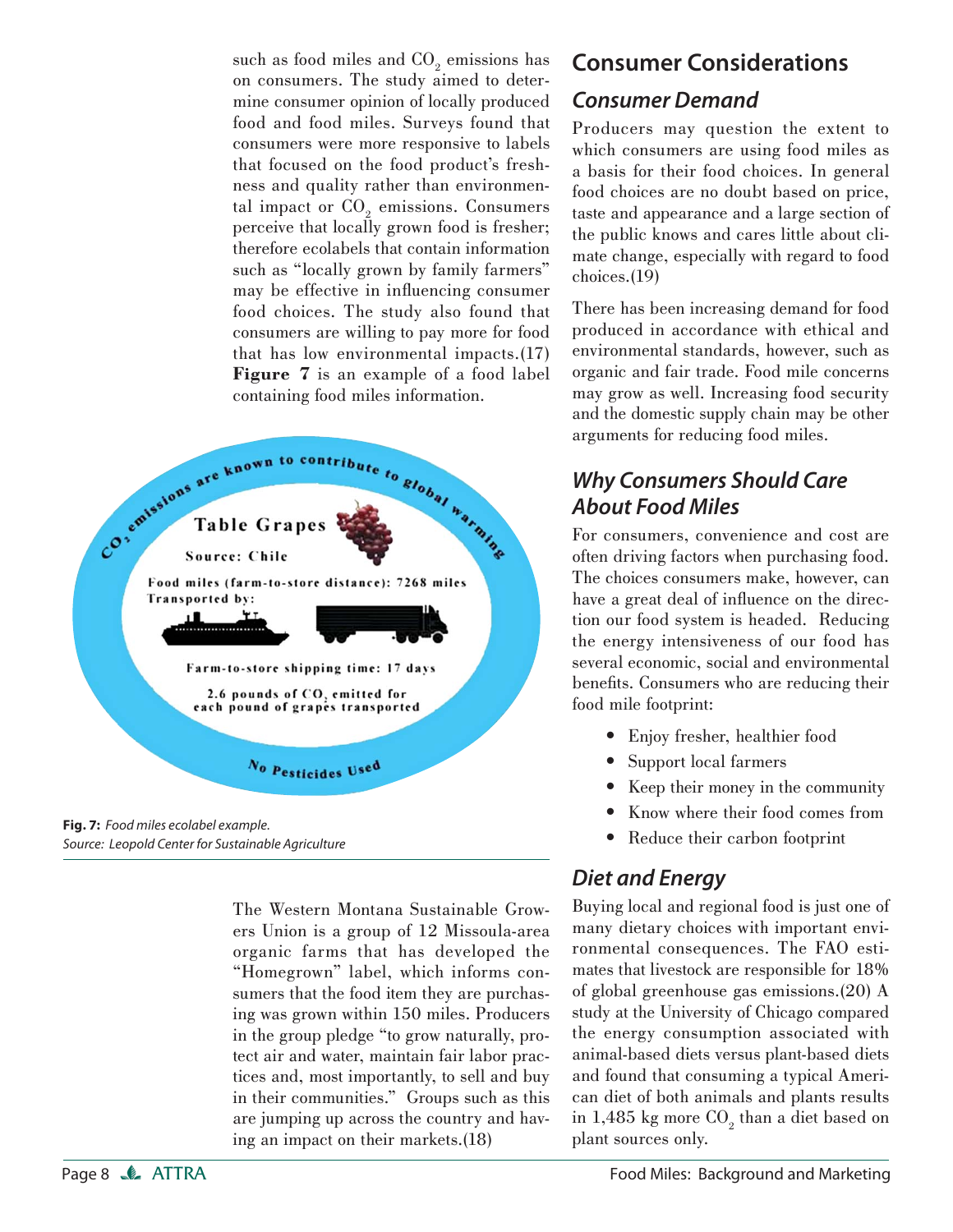such as food miles and $CO_2$ emissions has on consumers. The study aimed to determine consumer opinion of locally produced food and food miles. Surveys found that consumers were more responsive to labels that focused on the food product's freshness and quality rather than environmental impact or $CO_2$ emissions. Consumers perceive that locally grown food is fresher; therefore ecolabels that contain information such as "locally grown by family farmers" may be effective in influencing consumer food choices. The study also found that consumers are willing to pay more for food that has low environmental impacts.(17) **Figure 7** is an example of a food label containing food miles information.

$CO_2$ emissions are known to contribute to global warming

**Table Grapes**

Source: Chile

Food miles (farm-to-store distance): 7268 miles

Transported by:

Farm-to-store shipping time: 17 days

2.6 pounds of $CO_2$ emitted for each pound of grapes transported

No Pesticides Used

**Fig. 7:** *Food miles ecolabel example. Source: Leopold Center for Sustainable Agriculture*

The Western Montana Sustainable Growers Union is a group of 12 Missoula-area organic farms that has developed the "Homegrown" label, which informs consumers that the food item they are purchasing was grown within 150 miles. Producers in the group pledge "to grow naturally, protect air and water, maintain fair labor practices and, most importantly, to sell and buy in their communities." Groups such as this are jumping up across the country and having an impact on their markets.(18)

## Consumer Considerations

### Consumer Demand

Producers may question the extent to which consumers are using food miles as a basis for their food choices. In general food choices are no doubt based on price, taste and appearance and a large section of the public knows and cares little about climate change, especially with regard to food choices.(19)

There has been increasing demand for food produced in accordance with ethical and environmental standards, however, such as organic and fair trade. Food mile concerns may grow as well. Increasing food security and the domestic supply chain may be other arguments for reducing food miles.

### Why Consumers Should Care About Food Miles

For consumers, convenience and cost are often driving factors when purchasing food. The choices consumers make, however, can have a great deal of influence on the direction our food system is headed. Reducing the energy intensiveness of our food has several economic, social and environmental benefits. Consumers who are reducing their food mile footprint:

- Enjoy fresher, healthier food
- Support local farmers
- Keep their money in the community
- Know where their food comes from
- Reduce their carbon footprint

### Diet and Energy

Buying local and regional food is just one of many dietary choices with important environmental consequences. The FAO estimates that livestock are responsible for 18% of global greenhouse gas emissions.(20) A study at the University of Chicago compared the energy consumption associated with animal-based diets versus plant-based diets and found that consuming a typical American diet of both animals and plants results in 1,485 kg more $CO_2$ than a diet based on plant sources only.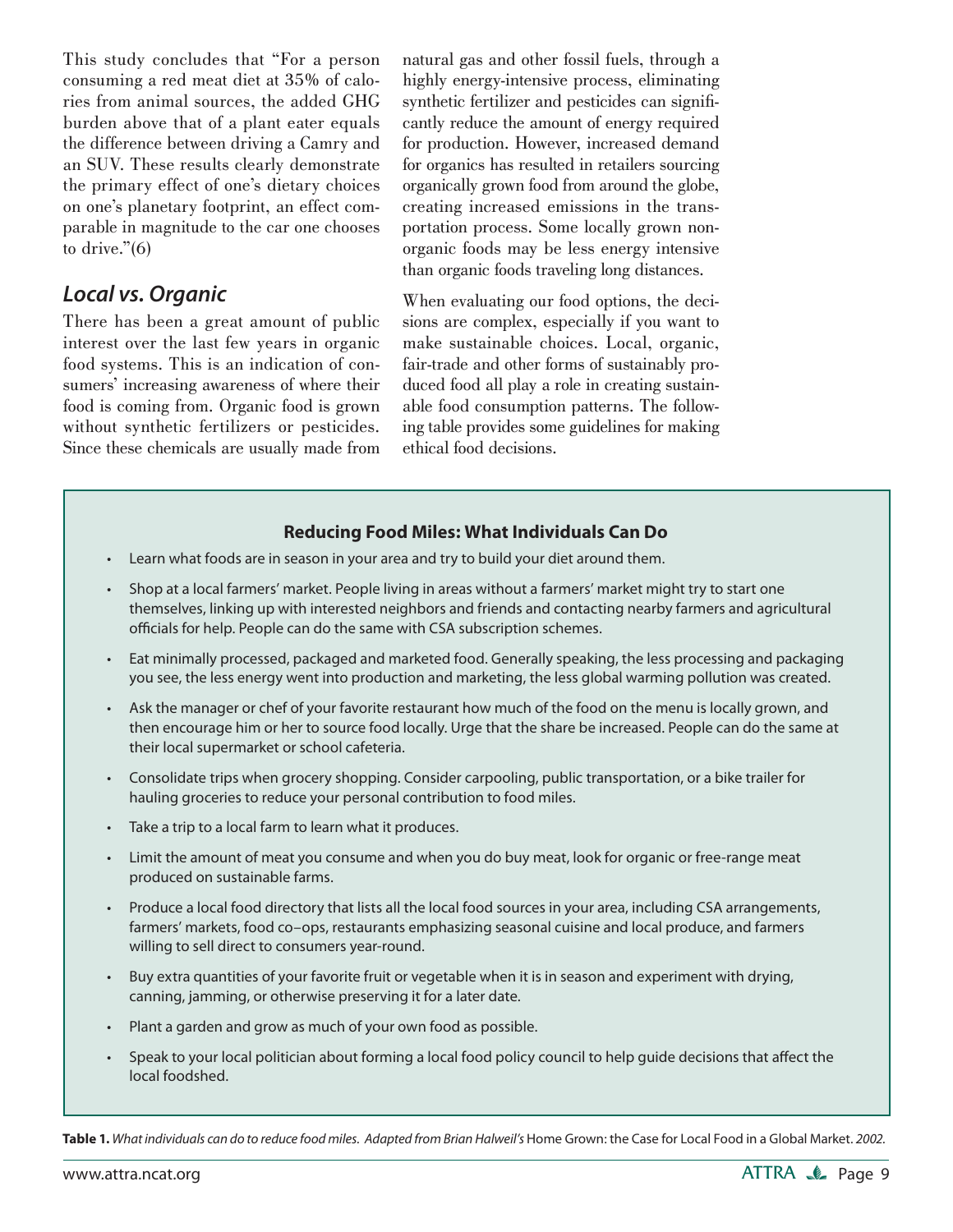This study concludes that "For a person consuming a red meat diet at 35% of calories from animal sources, the added GHG burden above that of a plant eater equals the difference between driving a Camry and an SUV. These results clearly demonstrate the primary effect of one's dietary choices on one's planetary footprint, an effect comparable in magnitude to the car one chooses to drive."(6)

## *Local vs. Organic*

There has been a great amount of public interest over the last few years in organic food systems. This is an indication of consumers' increasing awareness of where their food is coming from. Organic food is grown without synthetic fertilizers or pesticides. Since these chemicals are usually made from natural gas and other fossil fuels, through a highly energy-intensive process, eliminating synthetic fertilizer and pesticides can significantly reduce the amount of energy required for production. However, increased demand for organics has resulted in retailers sourcing organically grown food from around the globe, creating increased emissions in the transportation process. Some locally grown non-organic foods may be less energy intensive than organic foods traveling long distances.

When evaluating our food options, the decisions are complex, especially if you want to make sustainable choices. Local, organic, fair-trade and other forms of sustainably produced food all play a role in creating sustainable food consumption patterns. The following table provides some guidelines for making ethical food decisions.

### Reducing Food Miles: What Individuals Can Do

- Learn what foods are in season in your area and try to build your diet around them.
- Shop at a local farmers' market. People living in areas without a farmers' market might try to start one themselves, linking up with interested neighbors and friends and contacting nearby farmers and agricultural officials for help. People can do the same with CSA subscription schemes.
- Eat minimally processed, packaged and marketed food. Generally speaking, the less processing and packaging you see, the less energy went into production and marketing, the less global warming pollution was created.
- Ask the manager or chef of your favorite restaurant how much of the food on the menu is locally grown, and then encourage him or her to source food locally. Urge that the share be increased. People can do the same at their local supermarket or school cafeteria.
- Consolidate trips when grocery shopping. Consider carpooling, public transportation, or a bike trailer for hauling groceries to reduce your personal contribution to food miles.
- Take a trip to a local farm to learn what it produces.
- Limit the amount of meat you consume and when you do buy meat, look for organic or free-range meat produced on sustainable farms.
- Produce a local food directory that lists all the local food sources in your area, including CSA arrangements, farmers' markets, food co–ops, restaurants emphasizing seasonal cuisine and local produce, and farmers willing to sell direct to consumers year-round.
- Buy extra quantities of your favorite fruit or vegetable when it is in season and experiment with drying, canning, jamming, or otherwise preserving it for a later date.
- Plant a garden and grow as much of your own food as possible.
- Speak to your local politician about forming a local food policy council to help guide decisions that affect the local foodshed.

**Table 1.** *What individuals can do to reduce food miles. Adapted from Brian Halweil's* Home Grown: the Case for Local Food in a Global Market. *2002.*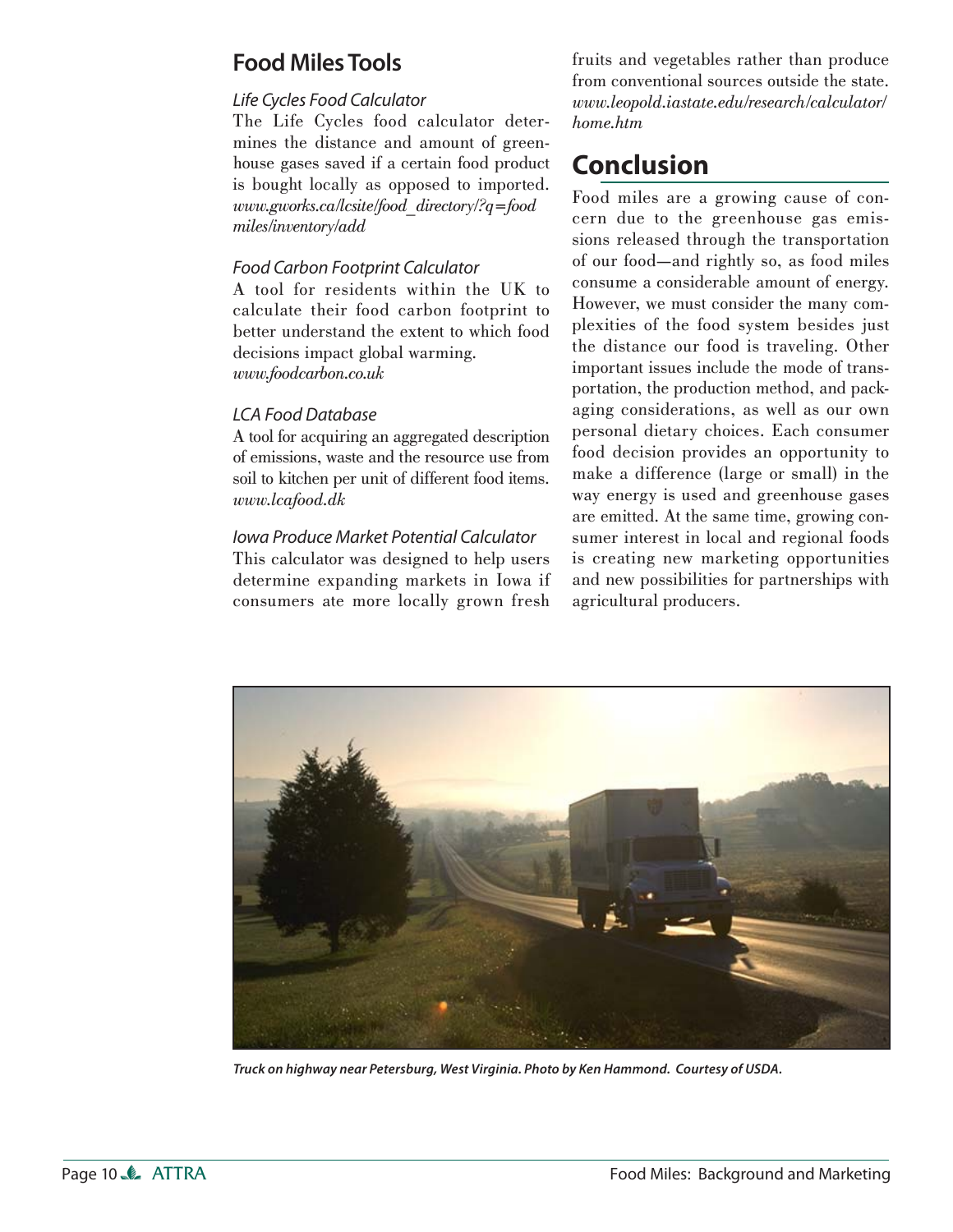## Food Miles Tools

### *Life Cycles Food Calculator*

The Life Cycles food calculator determines the distance and amount of greenhouse gases saved if a certain food product is bought locally as opposed to imported. *www.gworks.ca/lcsite/food_directory/?q=food miles/inventory/add*

### *Food Carbon Footprint Calculator*

A tool for residents within the UK to calculate their food carbon footprint to better understand the extent to which food decisions impact global warming. *www.foodcarbon.co.uk*

### *LCA Food Database*

A tool for acquiring an aggregated description of emissions, waste and the resource use from soil to kitchen per unit of different food items. *www.lcafood.dk*

### *Iowa Produce Market Potential Calculator*

This calculator was designed to help users determine expanding markets in Iowa if consumers ate more locally grown fresh fruits and vegetables rather than produce from conventional sources outside the state. *www.leopold.iastate.edu/research/calculator/home.htm*

## Conclusion

Food miles are a growing cause of concern due to the greenhouse gas emissions released through the transportation of our food—and rightly so, as food miles consume a considerable amount of energy. However, we must consider the many complexities of the food system besides just the distance our food is traveling. Other important issues include the mode of transportation, the production method, and packaging considerations, as well as our own personal dietary choices. Each consumer food decision provides an opportunity to make a difference (large or small) in the way energy is used and greenhouse gases are emitted. At the same time, growing consumer interest in local and regional foods is creating new marketing opportunities and new possibilities for partnerships with agricultural producers.

***Truck on highway near Petersburg, West Virginia. Photo by Ken Hammond. Courtesy of USDA.***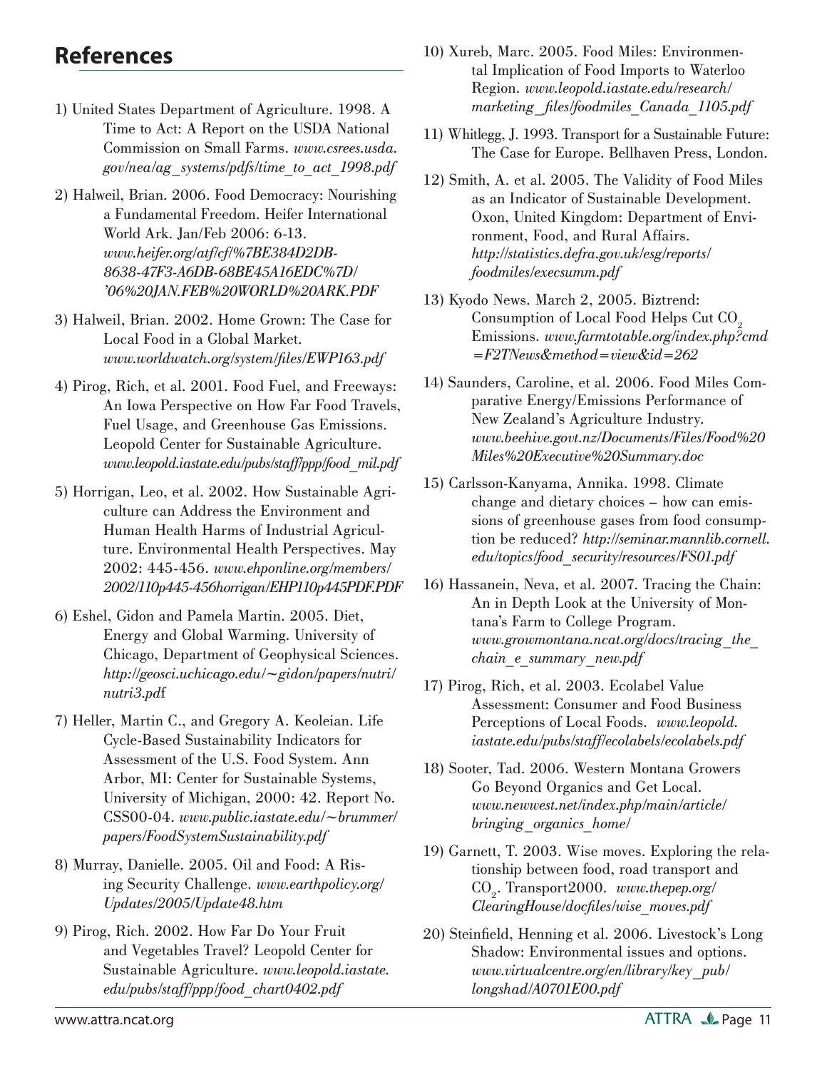## References

1) United States Department of Agriculture. 1998. A Time to Act: A Report on the USDA National Commission on Small Farms. *www.csrees.usda.gov/nea/ag_systems/pdfs/time_to_act_1998.pdf*

2) Halweil, Brian. 2006. Food Democracy: Nourishing a Fundamental Freedom. Heifer International World Ark. Jan/Feb 2006: 6-13. *www.heifer.org/atf/cf/%7BE384D2DB-8638-47F3-A6DB-68BE45A16EDC%7D/'06%20JAN.FEB%20WORLD%20ARK.PDF*

3) Halweil, Brian. 2002. Home Grown: The Case for Local Food in a Global Market. *www.worldwatch.org/system/files/EWP163.pdf*

4) Pirog, Rich, et al. 2001. Food Fuel, and Freeways: An Iowa Perspective on How Far Food Travels, Fuel Usage, and Greenhouse Gas Emissions. Leopold Center for Sustainable Agriculture. *www.leopold.iastate.edu/pubs/staff/ppp/food_mil.pdf*

5) Horrigan, Leo, et al. 2002. How Sustainable Agriculture can Address the Environment and Human Health Harms of Industrial Agriculture. Environmental Health Perspectives. May 2002: 445-456. *www.ehponline.org/members/2002/110p445-456horrigan/EHP110p445PDF.PDF*

6) Eshel, Gidon and Pamela Martin. 2005. Diet, Energy and Global Warming. University of Chicago, Department of Geophysical Sciences. *http://geosci.uchicago.edu/~gidon/papers/nutri/nutri3.pdf*

7) Heller, Martin C., and Gregory A. Keoleian. Life Cycle-Based Sustainability Indicators for Assessment of the U.S. Food System. Ann Arbor, MI: Center for Sustainable Systems, University of Michigan, 2000: 42. Report No. CSS00-04. *www.public.iastate.edu/~brummer/papers/FoodSystemSustainability.pdf*

8) Murray, Danielle. 2005. Oil and Food: A Rising Security Challenge. *www.earthpolicy.org/Updates/2005/Update48.htm*

9) Pirog, Rich. 2002. How Far Do Your Fruit and Vegetables Travel? Leopold Center for Sustainable Agriculture. *www.leopold.iastate.edu/pubs/staff/ppp/food_chart0402.pdf*

10) Xureb, Marc. 2005. Food Miles: Environmental Implication of Food Imports to Waterloo Region. *www.leopold.iastate.edu/research/marketing_files/foodmiles_Canada_1105.pdf*

11) Whitlegg, J. 1993. Transport for a Sustainable Future: The Case for Europe. Bellhaven Press, London.

12) Smith, A. et al. 2005. The Validity of Food Miles as an Indicator of Sustainable Development. Oxon, United Kingdom: Department of Environment, Food, and Rural Affairs. *http://statistics.defra.gov.uk/esg/reports/foodmiles/execsumm.pdf*

13) Kyodo News. March 2, 2005. Biztrend: Consumption of Local Food Helps Cut $CO_2$ Emissions. *www.farmtotable.org/index.php?cmd=F2TNews&method=view&id=262*

14) Saunders, Caroline, et al. 2006. Food Miles Comparative Energy/Emissions Performance of New Zealand's Agriculture Industry. *www.beehive.govt.nz/Documents/Files/Food%20Miles%20Executive%20Summary.doc*

15) Carlsson-Kanyama, Annika. 1998. Climate change and dietary choices – how can emissions of greenhouse gases from food consumption be reduced? *http://seminar.mannlib.cornell.edu/topics/food_security/resources/FS01.pdf*

16) Hassanein, Neva, et al. 2007. Tracing the Chain: An in Depth Look at the University of Montana's Farm to College Program. *www.growmontana.ncat.org/docs/tracing_the_chain_e_summary_new.pdf*

17) Pirog, Rich, et al. 2003. Ecolabel Value Assessment: Consumer and Food Business Perceptions of Local Foods. *www.leopold.iastate.edu/pubs/staff/ecolabels/ecolabels.pdf*

18) Sooter, Tad. 2006. Western Montana Growers Go Beyond Organics and Get Local. *www.newwest.net/index.php/main/article/bringing_organics_home/*

19) Garnett, T. 2003. Wise moves. Exploring the relationship between food, road transport and $CO_2$. Transport2000. *www.thepep.org/ClearingHouse/docfiles/wise_moves.pdf*

20) Steinfield, Henning et al. 2006. Livestock's Long Shadow: Environmental issues and options. *www.virtualcentre.org/en/library/key_pub/longshad/A0701E00.pdf*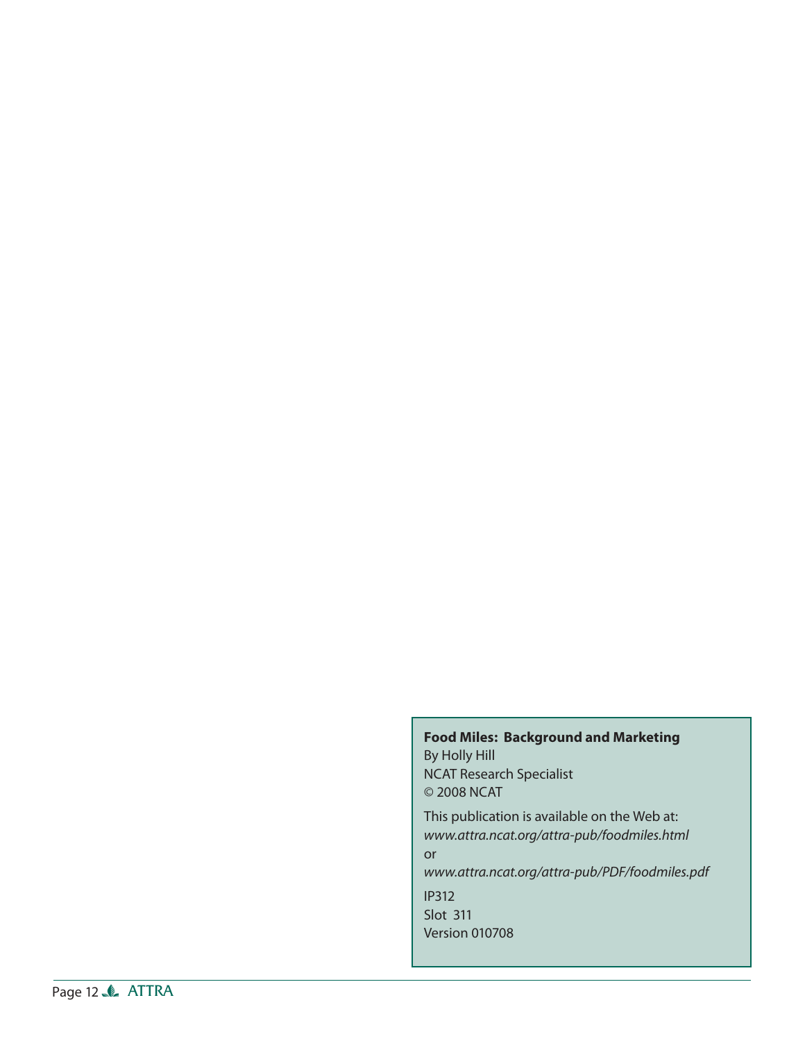**Food Miles: Background and Marketing**
By Holly Hill
NCAT Research Specialist
© 2008 NCAT

This publication is available on the Web at:
*www.attra.ncat.org/attra-pub/foodmiles.html*
or
*www.attra.ncat.org/attra-pub/PDF/foodmiles.pdf*

IP312
Slot 311
Version 010708